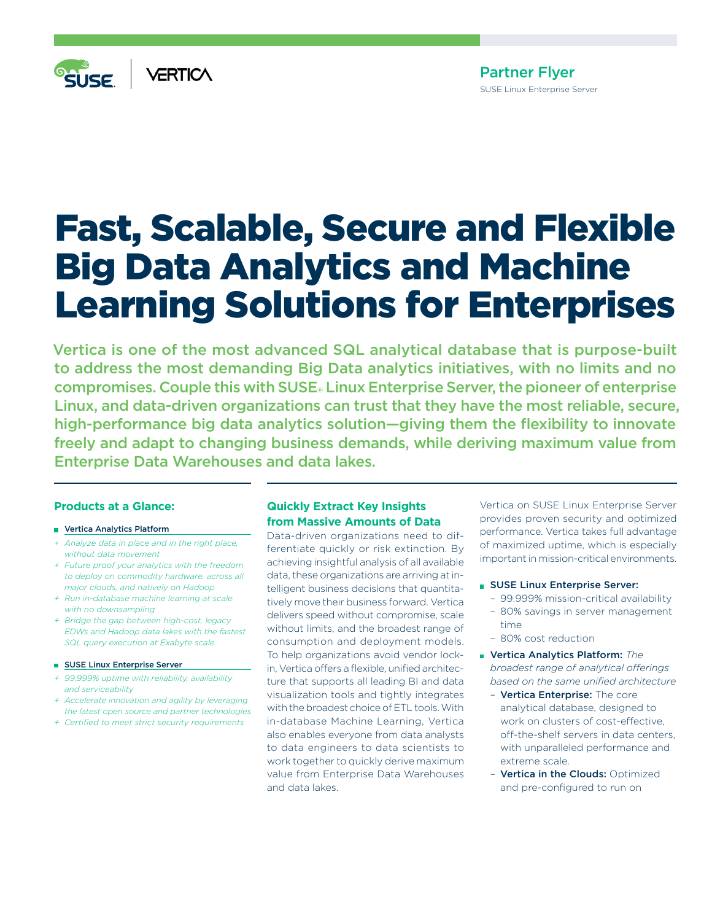Partner Flyer
SUSE Linux Enterprise Server

# Fast, Scalable, Secure and Flexible Big Data Analytics and Machine Learning Solutions for Enterprises

**Vertica is one of the most advanced SQL analytical database that is purpose-built to address the most demanding Big Data analytics initiatives, with no limits and no compromises. Couple this with SUSE® Linux Enterprise Server, the pioneer of enterprise Linux, and data-driven organizations can trust that they have the most reliable, secure, high-performance big data analytics solution—giving them the flexibility to innovate freely and adapt to changing business demands, while deriving maximum value from Enterprise Data Warehouses and data lakes.**

### Products at a Glance:

**Vertica Analytics Platform**

+ *Analyze data in place and in the right place, without data movement*
+ *Future proof your analytics with the freedom to deploy on commodity hardware, across all major clouds, and natively on Hadoop*
+ *Run in-database machine learning at scale with no downsampling*
+ *Bridge the gap between high-cost, legacy EDWs and Hadoop data lakes with the fastest SQL query execution at Exabyte scale*

**SUSE Linux Enterprise Server**

+ *99.999% uptime with reliability, availability and serviceability*
+ *Accelerate innovation and agility by leveraging the latest open source and partner technologies*
+ *Certified to meet strict security requirements*

## Quickly Extract Key Insights from Massive Amounts of Data

Data-driven organizations need to differentiate quickly or risk extinction. By achieving insightful analysis of all available data, these organizations are arriving at intelligent business decisions that quantitatively move their business forward. Vertica delivers speed without compromise, scale without limits, and the broadest range of consumption and deployment models. To help organizations avoid vendor lock-in, Vertica offers a flexible, unified architecture that supports all leading BI and data visualization tools and tightly integrates with the broadest choice of ETL tools. With in-database Machine Learning, Vertica also enables everyone from data analysts to data engineers to data scientists to work together to quickly derive maximum value from Enterprise Data Warehouses and data lakes.

Vertica on SUSE Linux Enterprise Server provides proven security and optimized performance. Vertica takes full advantage of maximized uptime, which is especially important in mission-critical environments.

- **SUSE Linux Enterprise Server:**
  - 99.999% mission-critical availability
  - 80% savings in server management time
  - 80% cost reduction
- **Vertica Analytics Platform:** *The broadest range of analytical offerings based on the same unified architecture*
  - **Vertica Enterprise:** The core analytical database, designed to work on clusters of cost-effective, off-the-shelf servers in data centers, with unparalleled performance and extreme scale.
  - **Vertica in the Clouds:** Optimized and pre-configured to run on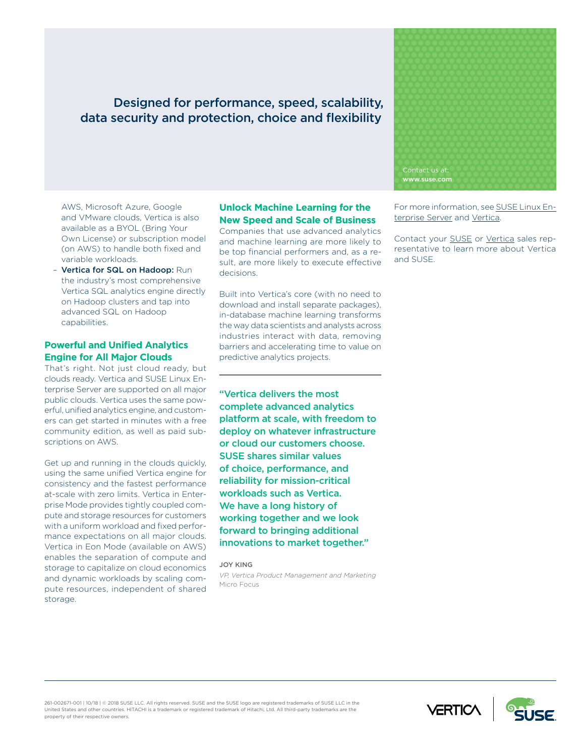## Designed for performance, speed, scalability, data security and protection, choice and flexibility

Contact us at:
**www.suse.com**

AWS, Microsoft Azure, Google and VMware clouds, Vertica is also available as a BYOL (Bring Your Own License) or subscription model (on AWS) to handle both fixed and variable workloads.

- **Vertica for SQL on Hadoop:** Run the industry's most comprehensive Vertica SQL analytics engine directly on Hadoop clusters and tap into advanced SQL on Hadoop capabilities.

### Powerful and Unified Analytics Engine for All Major Clouds

That's right. Not just cloud ready, but clouds ready. Vertica and SUSE Linux Enterprise Server are supported on all major public clouds. Vertica uses the same powerful, unified analytics engine, and customers can get started in minutes with a free community edition, as well as paid subscriptions on AWS.

Get up and running in the clouds quickly, using the same unified Vertica engine for consistency and the fastest performance at-scale with zero limits. Vertica in Enterprise Mode provides tightly coupled compute and storage resources for customers with a uniform workload and fixed performance expectations on all major clouds. Vertica in Eon Mode (available on AWS) enables the separation of compute and storage to capitalize on cloud economics and dynamic workloads by scaling compute resources, independent of shared storage.

### Unlock Machine Learning for the New Speed and Scale of Business

Companies that use advanced analytics and machine learning are more likely to be top financial performers and, as a result, are more likely to execute effective decisions.

Built into Vertica's core (with no need to download and install separate packages), in-database machine learning transforms the way data scientists and analysts across industries interact with data, removing barriers and accelerating time to value on predictive analytics projects.

---

**"Vertica delivers the most complete advanced analytics platform at scale, with freedom to deploy on whatever infrastructure or cloud our customers choose. SUSE shares similar values of choice, performance, and reliability for mission-critical workloads such as Vertica. We have a long history of working together and we look forward to bringing additional innovations to market together."**

JOY KING
*VP, Vertica Product Management and Marketing*
Micro Focus

For more information, see SUSE Linux Enterprise Server and Vertica.

Contact your SUSE or Vertica sales representative to learn more about Vertica and SUSE.

261-002671-001 | 10/18 | © 2018 SUSE LLC. All rights reserved. SUSE and the SUSE logo are registered trademarks of SUSE LLC in the United States and other countries. HITACHI is a trademark or registered trademark of Hitachi, Ltd. All third-party trademarks are the property of their respective owners.